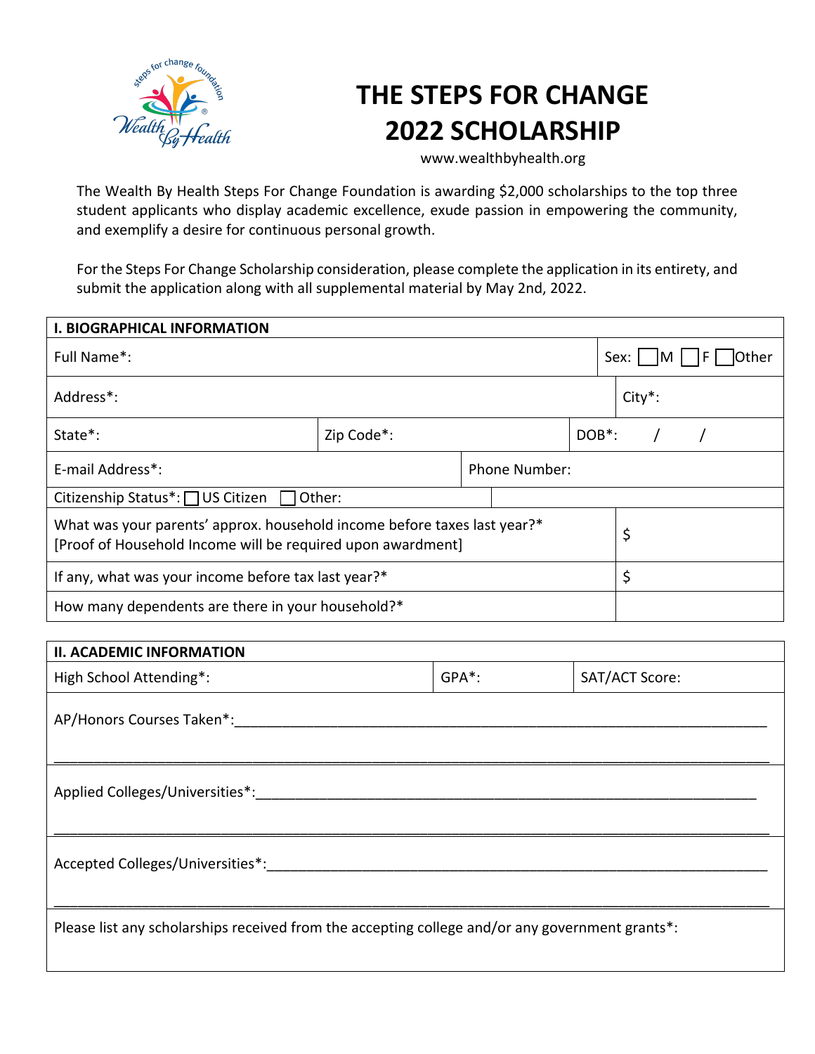# THE STEPS FOR CHANGE 2022 SCHOLARSHIP

www.wealthbyhealth.org

The Wealth By Health Steps For Change Foundation is awarding $2,000 scholarships to the top three student applicants who display academic excellence, exude passion in empowering the community, and exemplify a desire for continuous personal growth.

For the Steps For Change Scholarship consideration, please complete the application in its entirety, and submit the application along with all supplemental material by May 2nd, 2022.

| I. BIOGRAPHICAL INFORMATION | | | |
|---|---|---|---|
| Full Name*: | | | Sex: ☐M ☐F ☐Other |
| Address*: | | | City*: |
| State*: | Zip Code*: | | DOB*: / / |
| E-mail Address*: | | Phone Number: | |
| Citizenship Status*: ☐ US Citizen ☐ Other: | | | |
| What was your parents' approx. household income before taxes last year?* [Proof of Household Income will be required upon awardment] | | | $ |
| If any, what was your income before tax last year?* | | | $ |
| How many dependents are there in your household?* | | | |

| II. ACADEMIC INFORMATION | | |
|---|---|---|
| High School Attending*: | GPA*: | SAT/ACT Score: |
| AP/Honors Courses Taken*:_______________________________________________ | | |
| Applied Colleges/Universities*:_______________________________________________ | | |
| Accepted Colleges/Universities*:_______________________________________________ | | |
| Please list any scholarships received from the accepting college and/or any government grants*: | | |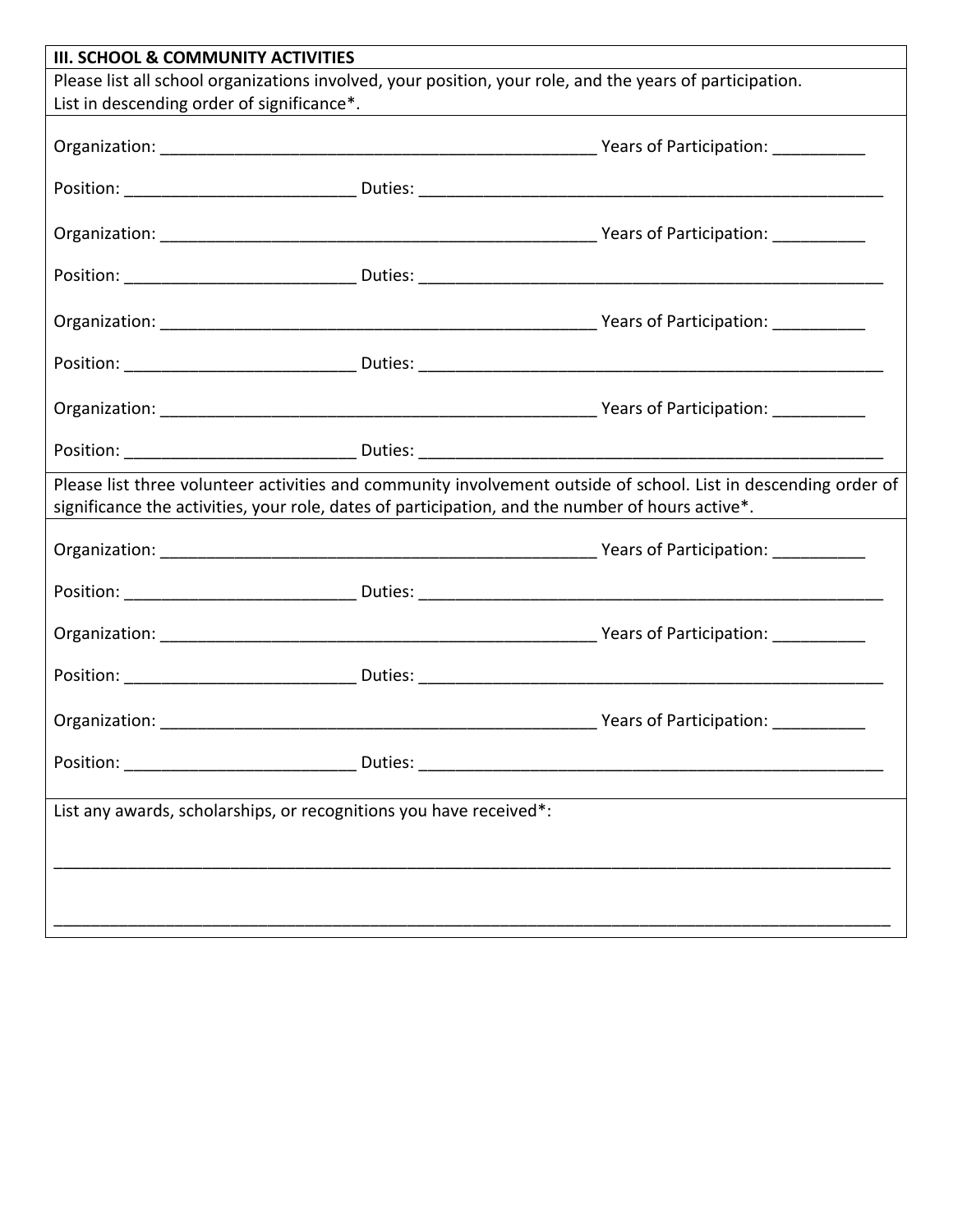**III. SCHOOL & COMMUNITY ACTIVITIES**

Please list all school organizations involved, your position, your role, and the years of participation.
List in descending order of significance*.

Organization: ________________________________________________ Years of Participation: __________

Position: ________________________ Duties: ___________________________________________________

Organization: ________________________________________________ Years of Participation: __________

Position: ________________________ Duties: ___________________________________________________

Organization: ________________________________________________ Years of Participation: __________

Position: ________________________ Duties: ___________________________________________________

Organization: ________________________________________________ Years of Participation: __________

Position: ________________________ Duties: ___________________________________________________

Please list three volunteer activities and community involvement outside of school. List in descending order of significance the activities, your role, dates of participation, and the number of hours active*.

Organization: ________________________________________________ Years of Participation: __________

Position: ________________________ Duties: ___________________________________________________

Organization: ________________________________________________ Years of Participation: __________

Position: ________________________ Duties: ___________________________________________________

Organization: ________________________________________________ Years of Participation: __________

Position: ________________________ Duties: ___________________________________________________

List any awards, scholarships, or recognitions you have received*:

_____________________________________________________________________________________________

_____________________________________________________________________________________________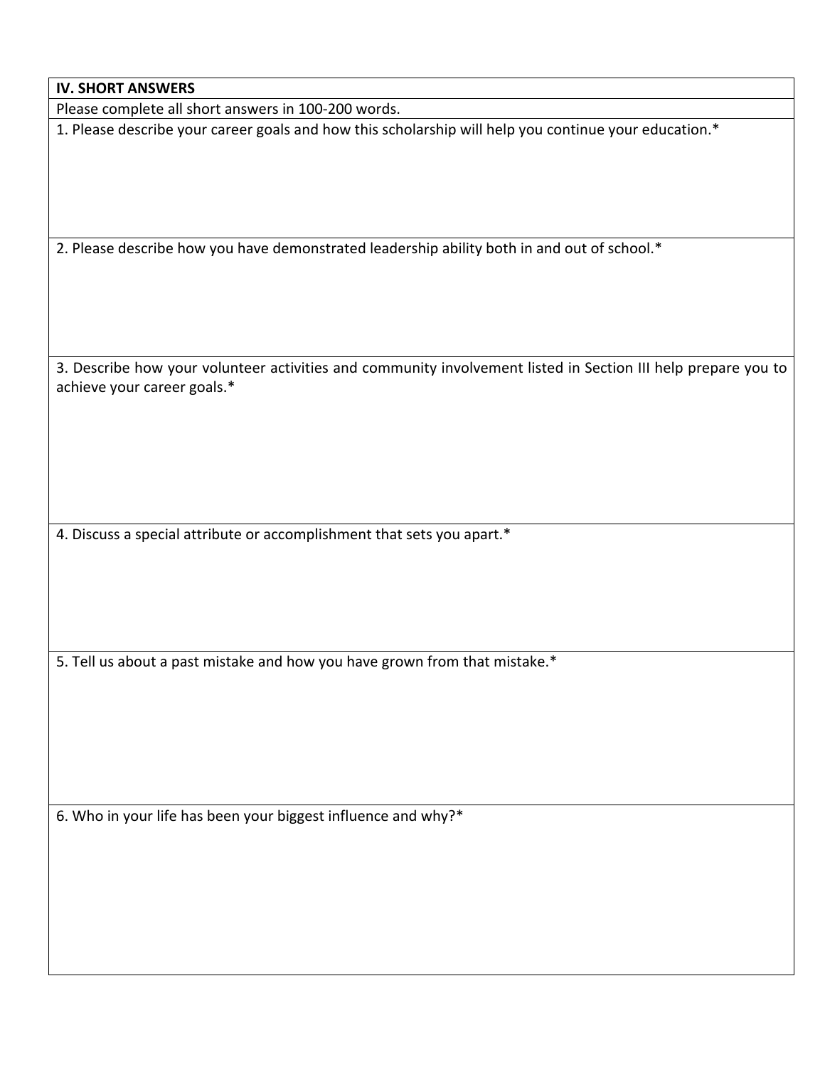## IV. SHORT ANSWERS

Please complete all short answers in 100-200 words.

1. Please describe your career goals and how this scholarship will help you continue your education.*

2. Please describe how you have demonstrated leadership ability both in and out of school.*

3. Describe how your volunteer activities and community involvement listed in Section III help prepare you to achieve your career goals.*

4. Discuss a special attribute or accomplishment that sets you apart.*

5. Tell us about a past mistake and how you have grown from that mistake.*

6. Who in your life has been your biggest influence and why?*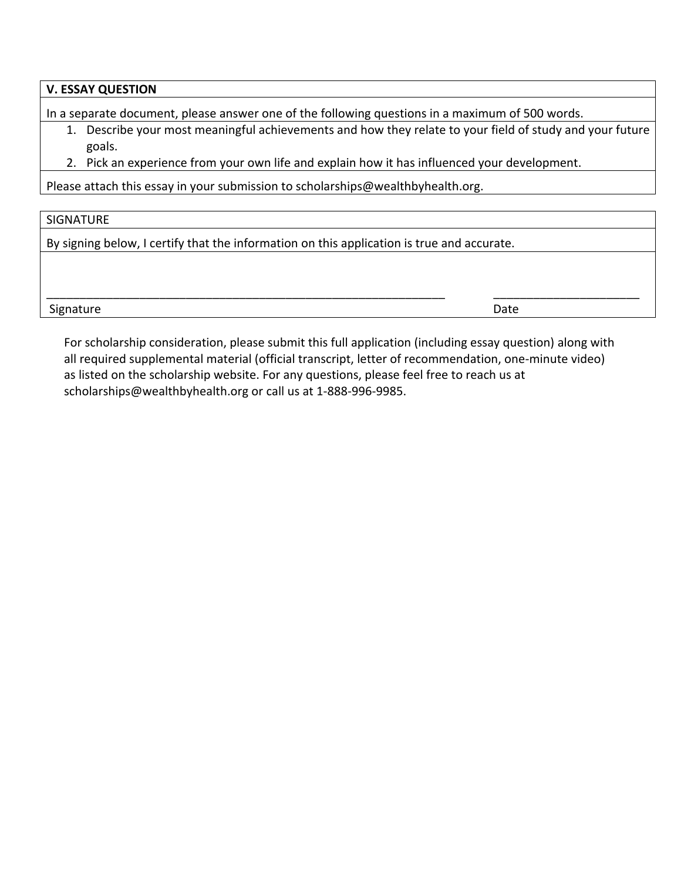**V. ESSAY QUESTION**

In a separate document, please answer one of the following questions in a maximum of 500 words.

1. Describe your most meaningful achievements and how they relate to your field of study and your future goals.
2. Pick an experience from your own life and explain how it has influenced your development.

Please attach this essay in your submission to scholarships@wealthbyhealth.org.

SIGNATURE

By signing below, I certify that the information on this application is true and accurate.

_______________________________________________________________ ______________________

Signature Date

For scholarship consideration, please submit this full application (including essay question) along with all required supplemental material (official transcript, letter of recommendation, one-minute video) as listed on the scholarship website. For any questions, please feel free to reach us at scholarships@wealthbyhealth.org or call us at 1-888-996-9985.